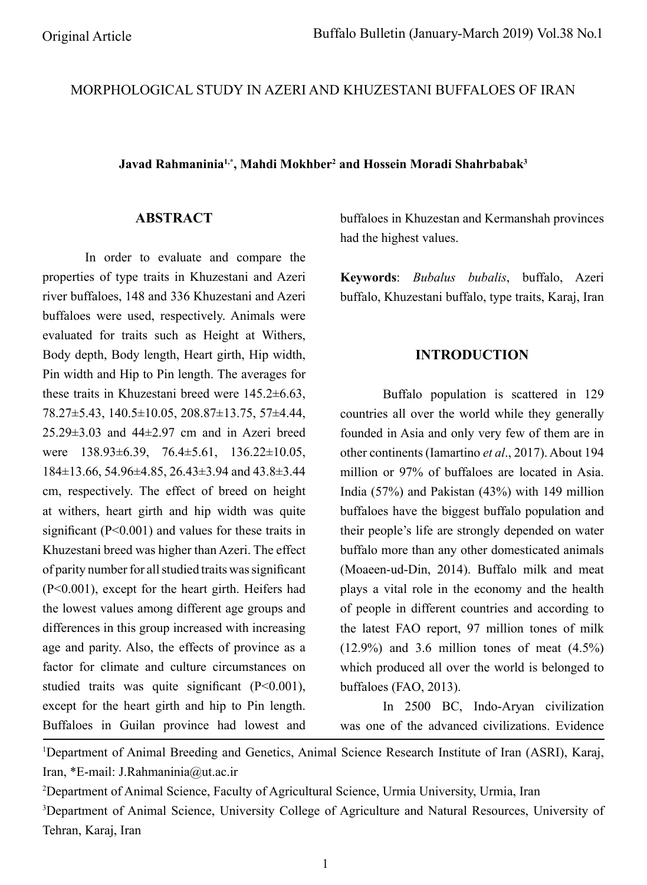Original Article

# MORPHOLOGICAL STUDY IN AZERI AND KHUZESTANI BUFFALOES OF IRAN

**Javad Rahmaninia[1,*], Mahdi Mokhber[2] and Hossein Moradi Shahrbabak[3]**

## ABSTRACT

In order to evaluate and compare the properties of type traits in Khuzestani and Azeri river buffaloes, 148 and 336 Khuzestani and Azeri buffaloes were used, respectively. Animals were evaluated for traits such as Height at Withers, Body depth, Body length, Heart girth, Hip width, Pin width and Hip to Pin length. The averages for these traits in Khuzestani breed were 145.2±6.63, 78.27±5.43, 140.5±10.05, 208.87±13.75, 57±4.44, 25.29±3.03 and 44±2.97 cm and in Azeri breed were 138.93±6.39, 76.4±5.61, 136.22±10.05, 184±13.66, 54.96±4.85, 26.43±3.94 and 43.8±3.44 cm, respectively. The effect of breed on height at withers, heart girth and hip width was quite significant ($P<0.001$) and values for these traits in Khuzestani breed was higher than Azeri. The effect of parity number for all studied traits was significant ($P<0.001$), except for the heart girth. Heifers had the lowest values among different age groups and differences in this group increased with increasing age and parity. Also, the effects of province as a factor for climate and culture circumstances on studied traits was quite significant ($P<0.001$), except for the heart girth and hip to Pin length. Buffaloes in Guilan province had lowest and buffaloes in Khuzestan and Kermanshah provinces had the highest values.

**Keywords**: *Bubalus bubalis*, buffalo, Azeri buffalo, Khuzestani buffalo, type traits, Karaj, Iran

## INTRODUCTION

Buffalo population is scattered in 129 countries all over the world while they generally founded in Asia and only very few of them are in other continents (Iamartino *et al*., 2017). About 194 million or 97% of buffaloes are located in Asia. India (57%) and Pakistan (43%) with 149 million buffaloes have the biggest buffalo population and their people's life are strongly depended on water buffalo more than any other domesticated animals (Moaeen-ud-Din, 2014). Buffalo milk and meat plays a vital role in the economy and the health of people in different countries and according to the latest FAO report, 97 million tones of milk (12.9%) and 3.6 million tones of meat (4.5%) which produced all over the world is belonged to buffaloes (FAO, 2013).

In 2500 BC, Indo-Aryan civilization was one of the advanced civilizations. Evidence

---

[1]Department of Animal Breeding and Genetics, Animal Science Research Institute of Iran (ASRI), Karaj, Iran, *E-mail: J.Rahmaninia@ut.ac.ir

[2]Department of Animal Science, Faculty of Agricultural Science, Urmia University, Urmia, Iran

[3]Department of Animal Science, University College of Agriculture and Natural Resources, University of Tehran, Karaj, Iran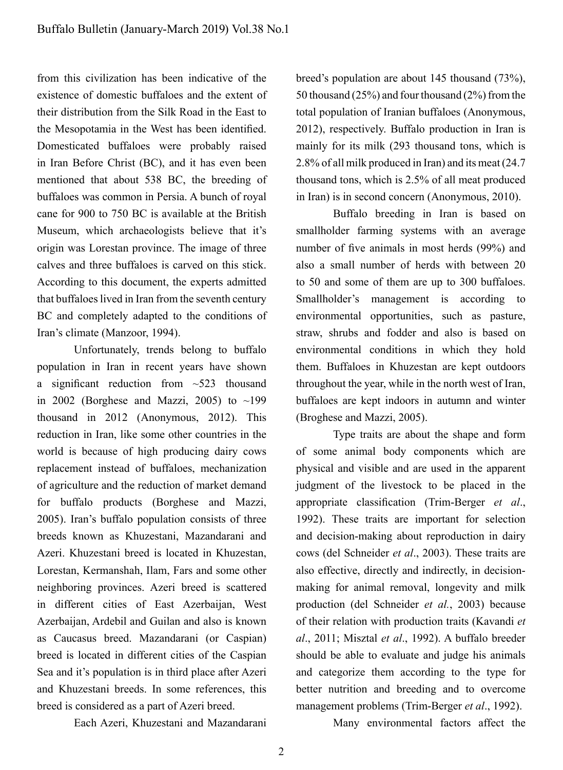from this civilization has been indicative of the existence of domestic buffaloes and the extent of their distribution from the Silk Road in the East to the Mesopotamia in the West has been identified. Domesticated buffaloes were probably raised in Iran Before Christ (BC), and it has even been mentioned that about 538 BC, the breeding of buffaloes was common in Persia. A bunch of royal cane for 900 to 750 BC is available at the British Museum, which archaeologists believe that it's origin was Lorestan province. The image of three calves and three buffaloes is carved on this stick. According to this document, the experts admitted that buffaloes lived in Iran from the seventh century BC and completely adapted to the conditions of Iran's climate (Manzoor, 1994).

Unfortunately, trends belong to buffalo population in Iran in recent years have shown a significant reduction from ~523 thousand in 2002 (Borghese and Mazzi, 2005) to ~199 thousand in 2012 (Anonymous, 2012). This reduction in Iran, like some other countries in the world is because of high producing dairy cows replacement instead of buffaloes, mechanization of agriculture and the reduction of market demand for buffalo products (Borghese and Mazzi, 2005). Iran's buffalo population consists of three breeds known as Khuzestani, Mazandarani and Azeri. Khuzestani breed is located in Khuzestan, Lorestan, Kermanshah, Ilam, Fars and some other neighboring provinces. Azeri breed is scattered in different cities of East Azerbaijan, West Azerbaijan, Ardebil and Guilan and also is known as Caucasus breed. Mazandarani (or Caspian) breed is located in different cities of the Caspian Sea and it's population is in third place after Azeri and Khuzestani breeds. In some references, this breed is considered as a part of Azeri breed.

Each Azeri, Khuzestani and Mazandarani breed's population are about 145 thousand (73%), 50 thousand (25%) and four thousand (2%) from the total population of Iranian buffaloes (Anonymous, 2012), respectively. Buffalo production in Iran is mainly for its milk (293 thousand tons, which is 2.8% of all milk produced in Iran) and its meat (24.7 thousand tons, which is 2.5% of all meat produced in Iran) is in second concern (Anonymous, 2010).

Buffalo breeding in Iran is based on smallholder farming systems with an average number of five animals in most herds (99%) and also a small number of herds with between 20 to 50 and some of them are up to 300 buffaloes. Smallholder's management is according to environmental opportunities, such as pasture, straw, shrubs and fodder and also is based on environmental conditions in which they hold them. Buffaloes in Khuzestan are kept outdoors throughout the year, while in the north west of Iran, buffaloes are kept indoors in autumn and winter (Broghese and Mazzi, 2005).

Type traits are about the shape and form of some animal body components which are physical and visible and are used in the apparent judgment of the livestock to be placed in the appropriate classification (Trim-Berger *et al*., 1992). These traits are important for selection and decision-making about reproduction in dairy cows (del Schneider *et al*., 2003). These traits are also effective, directly and indirectly, in decision-making for animal removal, longevity and milk production (del Schneider *et al.*, 2003) because of their relation with production traits (Kavandi *et al*., 2011; Misztal *et al*., 1992). A buffalo breeder should be able to evaluate and judge his animals and categorize them according to the type for better nutrition and breeding and to overcome management problems (Trim-Berger *et al*., 1992).

Many environmental factors affect the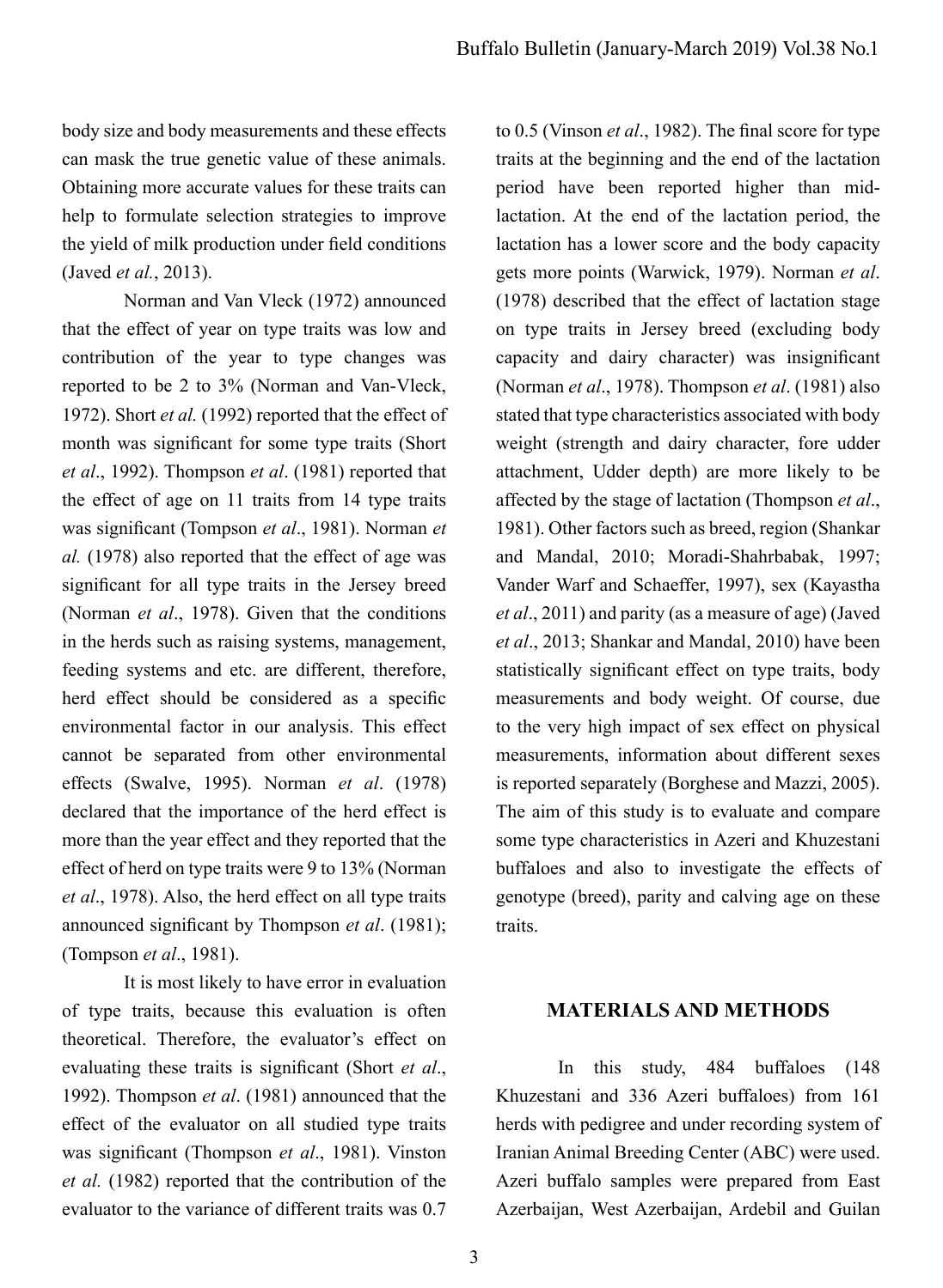body size and body measurements and these effects can mask the true genetic value of these animals. Obtaining more accurate values for these traits can help to formulate selection strategies to improve the yield of milk production under field conditions (Javed *et al.*, 2013).

Norman and Van Vleck (1972) announced that the effect of year on type traits was low and contribution of the year to type changes was reported to be 2 to 3% (Norman and Van-Vleck, 1972). Short *et al.* (1992) reported that the effect of month was significant for some type traits (Short *et al*., 1992). Thompson *et al*. (1981) reported that the effect of age on 11 traits from 14 type traits was significant (Tompson *et al*., 1981). Norman *et al.* (1978) also reported that the effect of age was significant for all type traits in the Jersey breed (Norman *et al*., 1978). Given that the conditions in the herds such as raising systems, management, feeding systems and etc. are different, therefore, herd effect should be considered as a specific environmental factor in our analysis. This effect cannot be separated from other environmental effects (Swalve, 1995). Norman *et al*. (1978) declared that the importance of the herd effect is more than the year effect and they reported that the effect of herd on type traits were 9 to 13% (Norman *et al*., 1978). Also, the herd effect on all type traits announced significant by Thompson *et al*. (1981); (Tompson *et al*., 1981).

It is most likely to have error in evaluation of type traits, because this evaluation is often theoretical. Therefore, the evaluator's effect on evaluating these traits is significant (Short *et al*., 1992). Thompson *et al*. (1981) announced that the effect of the evaluator on all studied type traits was significant (Thompson *et al*., 1981). Vinston *et al.* (1982) reported that the contribution of the evaluator to the variance of different traits was 0.7 to 0.5 (Vinson *et al*., 1982). The final score for type traits at the beginning and the end of the lactation period have been reported higher than mid-lactation. At the end of the lactation period, the lactation has a lower score and the body capacity gets more points (Warwick, 1979). Norman *et al*. (1978) described that the effect of lactation stage on type traits in Jersey breed (excluding body capacity and dairy character) was insignificant (Norman *et al*., 1978). Thompson *et al*. (1981) also stated that type characteristics associated with body weight (strength and dairy character, fore udder attachment, Udder depth) are more likely to be affected by the stage of lactation (Thompson *et al*., 1981). Other factors such as breed, region (Shankar and Mandal, 2010; Moradi-Shahrbabak, 1997; Vander Warf and Schaeffer, 1997), sex (Kayastha *et al*., 2011) and parity (as a measure of age) (Javed *et al*., 2013; Shankar and Mandal, 2010) have been statistically significant effect on type traits, body measurements and body weight. Of course, due to the very high impact of sex effect on physical measurements, information about different sexes is reported separately (Borghese and Mazzi, 2005). The aim of this study is to evaluate and compare some type characteristics in Azeri and Khuzestani buffaloes and also to investigate the effects of genotype (breed), parity and calving age on these traits.

## MATERIALS AND METHODS

In this study, 484 buffaloes (148 Khuzestani and 336 Azeri buffaloes) from 161 herds with pedigree and under recording system of Iranian Animal Breeding Center (ABC) were used. Azeri buffalo samples were prepared from East Azerbaijan, West Azerbaijan, Ardebil and Guilan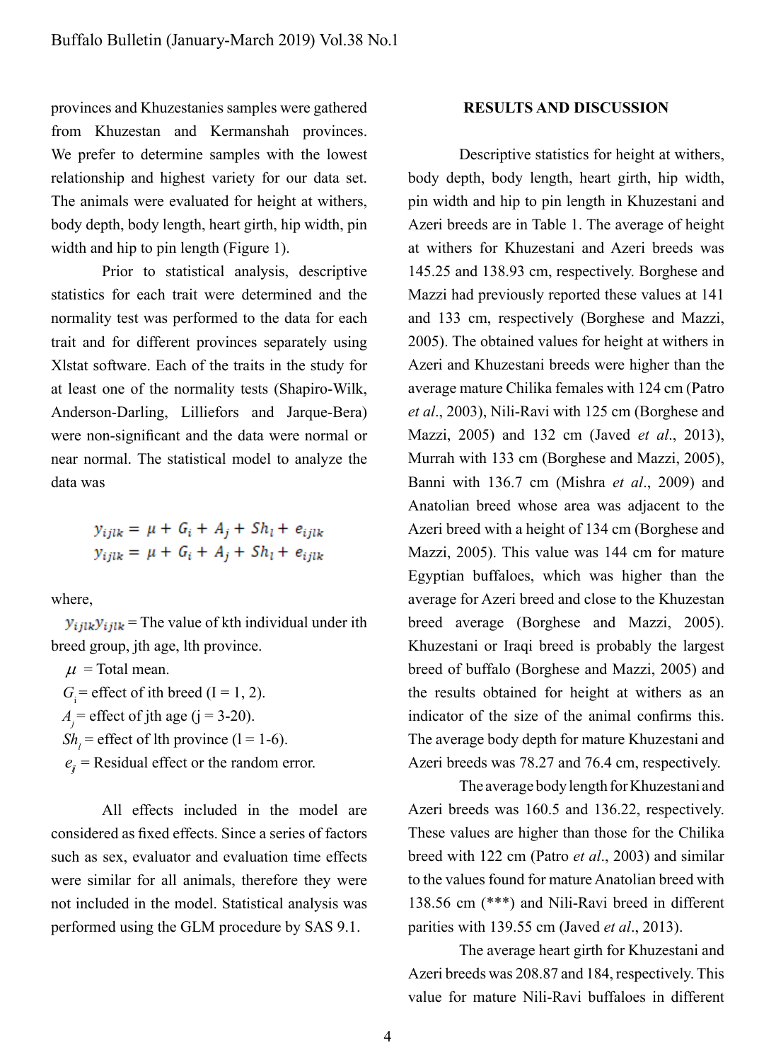provinces and Khuzestanies samples were gathered from Khuzestan and Kermanshah provinces. We prefer to determine samples with the lowest relationship and highest variety for our data set. The animals were evaluated for height at withers, body depth, body length, heart girth, hip width, pin width and hip to pin length (Figure 1).

Prior to statistical analysis, descriptive statistics for each trait were determined and the normality test was performed to the data for each trait and for different provinces separately using Xlstat software. Each of the traits in the study for at least one of the normality tests (Shapiro-Wilk, Anderson-Darling, Lilliefors and Jarque-Bera) were non-significant and the data were normal or near normal. The statistical model to analyze the data was

$$y_{ijlk} = \mu + G_i + A_j + Sh_l + e_{ijlk}$$
$$y_{ijlk} = \mu + G_i + A_j + Sh_l + e_{ijlk}$$

where,

$y_{ijlk}y_{ijlk}$ = The value of kth individual under ith breed group, jth age, lth province.

$\mu$ = Total mean.

$G_i$ = effect of ith breed (I = 1, 2).

$A_j$ = effect of jth age (j = 3-20).

$Sh_l$ = effect of lth province (l = 1-6).

$e_{ij}$ = Residual effect or the random error.

All effects included in the model are considered as fixed effects. Since a series of factors such as sex, evaluator and evaluation time effects were similar for all animals, therefore they were not included in the model. Statistical analysis was performed using the GLM procedure by SAS 9.1.

## RESULTS AND DISCUSSION

Descriptive statistics for height at withers, body depth, body length, heart girth, hip width, pin width and hip to pin length in Khuzestani and Azeri breeds are in Table 1. The average of height at withers for Khuzestani and Azeri breeds was 145.25 and 138.93 cm, respectively. Borghese and Mazzi had previously reported these values at 141 and 133 cm, respectively (Borghese and Mazzi, 2005). The obtained values for height at withers in Azeri and Khuzestani breeds were higher than the average mature Chilika females with 124 cm (Patro *et al*., 2003), Nili-Ravi with 125 cm (Borghese and Mazzi, 2005) and 132 cm (Javed *et al*., 2013), Murrah with 133 cm (Borghese and Mazzi, 2005), Banni with 136.7 cm (Mishra *et al*., 2009) and Anatolian breed whose area was adjacent to the Azeri breed with a height of 134 cm (Borghese and Mazzi, 2005). This value was 144 cm for mature Egyptian buffaloes, which was higher than the average for Azeri breed and close to the Khuzestan breed average (Borghese and Mazzi, 2005). Khuzestani or Iraqi breed is probably the largest breed of buffalo (Borghese and Mazzi, 2005) and the results obtained for height at withers as an indicator of the size of the animal confirms this. The average body depth for mature Khuzestani and Azeri breeds was 78.27 and 76.4 cm, respectively.

The average body length for Khuzestani and Azeri breeds was 160.5 and 136.22, respectively. These values are higher than those for the Chilika breed with 122 cm (Patro *et al*., 2003) and similar to the values found for mature Anatolian breed with 138.56 cm (***) and Nili-Ravi breed in different parities with 139.55 cm (Javed *et al*., 2013).

The average heart girth for Khuzestani and Azeri breeds was 208.87 and 184, respectively. This value for mature Nili-Ravi buffaloes in different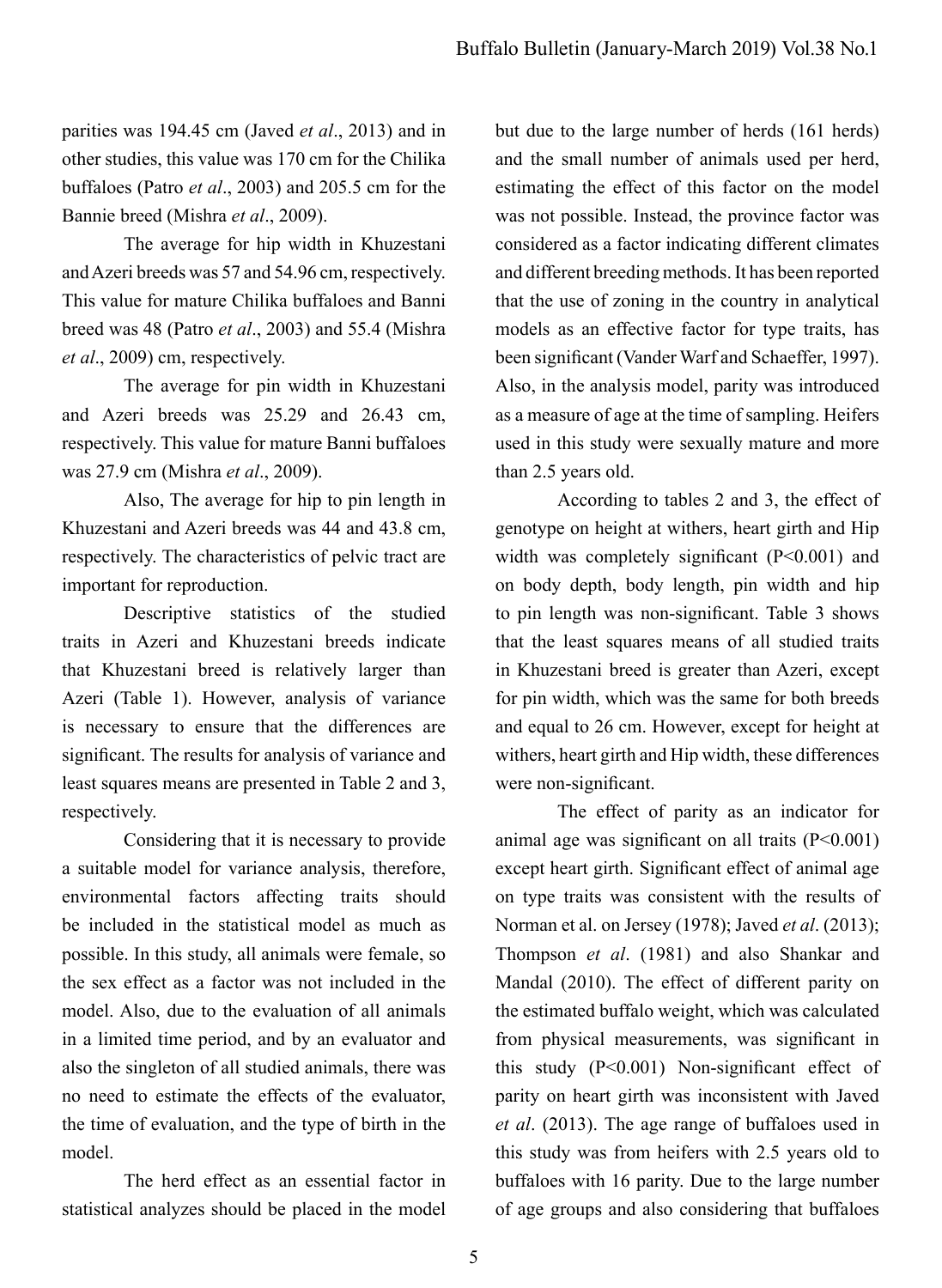parities was 194.45 cm (Javed *et al*., 2013) and in other studies, this value was 170 cm for the Chilika buffaloes (Patro *et al*., 2003) and 205.5 cm for the Bannie breed (Mishra *et al*., 2009).

The average for hip width in Khuzestani and Azeri breeds was 57 and 54.96 cm, respectively. This value for mature Chilika buffaloes and Banni breed was 48 (Patro *et al*., 2003) and 55.4 (Mishra *et al*., 2009) cm, respectively.

The average for pin width in Khuzestani and Azeri breeds was 25.29 and 26.43 cm, respectively. This value for mature Banni buffaloes was 27.9 cm (Mishra *et al*., 2009).

Also, The average for hip to pin length in Khuzestani and Azeri breeds was 44 and 43.8 cm, respectively. The characteristics of pelvic tract are important for reproduction.

Descriptive statistics of the studied traits in Azeri and Khuzestani breeds indicate that Khuzestani breed is relatively larger than Azeri (Table 1). However, analysis of variance is necessary to ensure that the differences are significant. The results for analysis of variance and least squares means are presented in Table 2 and 3, respectively.

Considering that it is necessary to provide a suitable model for variance analysis, therefore, environmental factors affecting traits should be included in the statistical model as much as possible. In this study, all animals were female, so the sex effect as a factor was not included in the model. Also, due to the evaluation of all animals in a limited time period, and by an evaluator and also the singleton of all studied animals, there was no need to estimate the effects of the evaluator, the time of evaluation, and the type of birth in the model.

The herd effect as an essential factor in statistical analyzes should be placed in the model but due to the large number of herds (161 herds) and the small number of animals used per herd, estimating the effect of this factor on the model was not possible. Instead, the province factor was considered as a factor indicating different climates and different breeding methods. It has been reported that the use of zoning in the country in analytical models as an effective factor for type traits, has been significant (Vander Warf and Schaeffer, 1997). Also, in the analysis model, parity was introduced as a measure of age at the time of sampling. Heifers used in this study were sexually mature and more than 2.5 years old.

According to tables 2 and 3, the effect of genotype on height at withers, heart girth and Hip width was completely significant ($P<0.001$) and on body depth, body length, pin width and hip to pin length was non-significant. Table 3 shows that the least squares means of all studied traits in Khuzestani breed is greater than Azeri, except for pin width, which was the same for both breeds and equal to 26 cm. However, except for height at withers, heart girth and Hip width, these differences were non-significant.

The effect of parity as an indicator for animal age was significant on all traits ($P<0.001$) except heart girth. Significant effect of animal age on type traits was consistent with the results of Norman et al. on Jersey (1978); Javed *et al*. (2013); Thompson *et al*. (1981) and also Shankar and Mandal (2010). The effect of different parity on the estimated buffalo weight, which was calculated from physical measurements, was significant in this study ($P<0.001$) Non-significant effect of parity on heart girth was inconsistent with Javed *et al*. (2013). The age range of buffaloes used in this study was from heifers with 2.5 years old to buffaloes with 16 parity. Due to the large number of age groups and also considering that buffaloes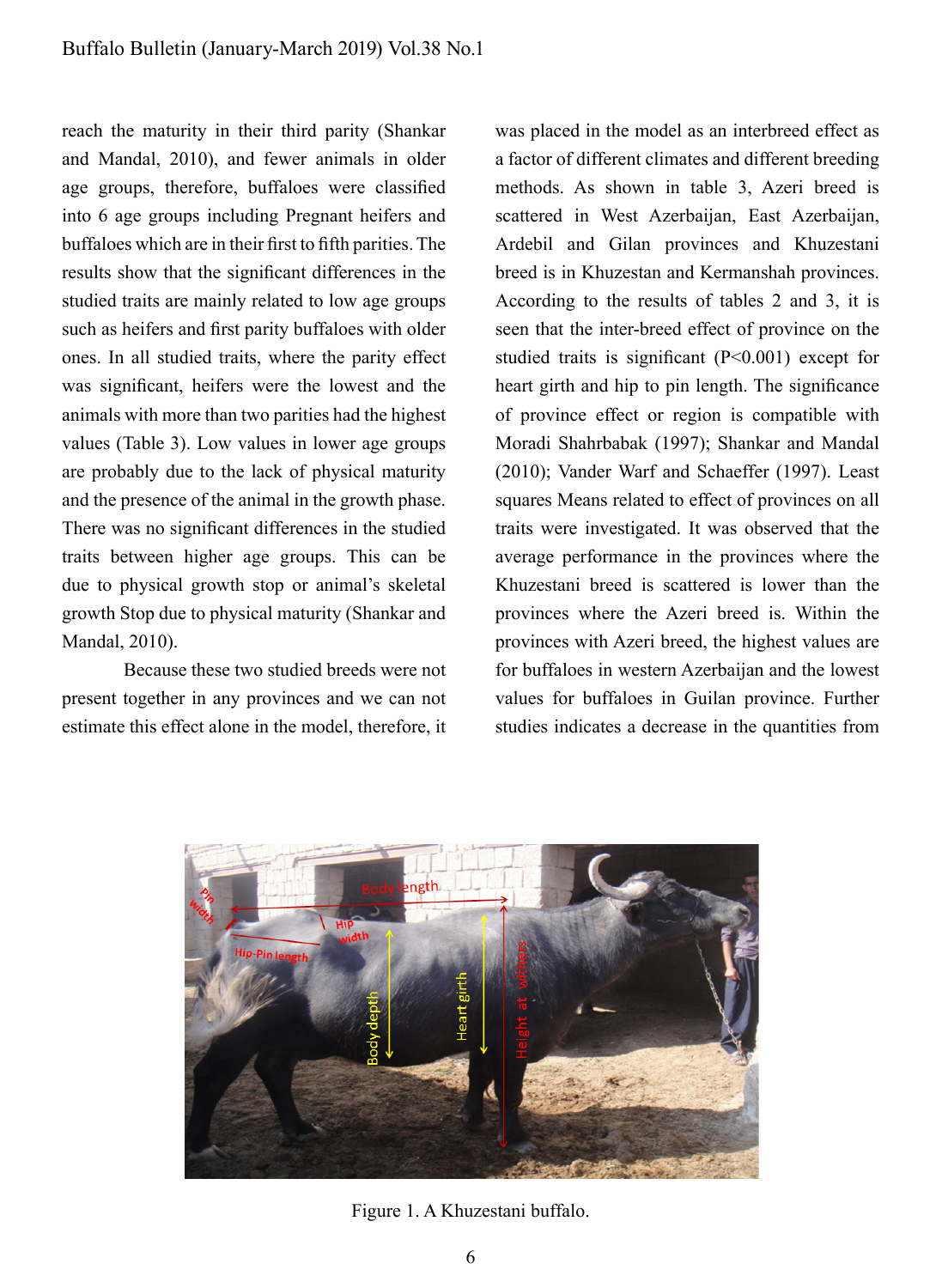reach the maturity in their third parity (Shankar and Mandal, 2010), and fewer animals in older age groups, therefore, buffaloes were classified into 6 age groups including Pregnant heifers and buffaloes which are in their first to fifth parities. The results show that the significant differences in the studied traits are mainly related to low age groups such as heifers and first parity buffaloes with older ones. In all studied traits, where the parity effect was significant, heifers were the lowest and the animals with more than two parities had the highest values (Table 3). Low values in lower age groups are probably due to the lack of physical maturity and the presence of the animal in the growth phase. There was no significant differences in the studied traits between higher age groups. This can be due to physical growth stop or animal's skeletal growth Stop due to physical maturity (Shankar and Mandal, 2010).

Because these two studied breeds were not present together in any provinces and we can not estimate this effect alone in the model, therefore, it was placed in the model as an interbreed effect as a factor of different climates and different breeding methods. As shown in table 3, Azeri breed is scattered in West Azerbaijan, East Azerbaijan, Ardebil and Gilan provinces and Khuzestani breed is in Khuzestan and Kermanshah provinces. According to the results of tables 2 and 3, it is seen that the inter-breed effect of province on the studied traits is significant ($P<0.001$) except for heart girth and hip to pin length. The significance of province effect or region is compatible with Moradi Shahrbabak (1997); Shankar and Mandal (2010); Vander Warf and Schaeffer (1997). Least squares Means related to effect of provinces on all traits were investigated. It was observed that the average performance in the provinces where the Khuzestani breed is scattered is lower than the provinces where the Azeri breed is. Within the provinces with Azeri breed, the highest values are for buffaloes in western Azerbaijan and the lowest values for buffaloes in Guilan province. Further studies indicates a decrease in the quantities from

Figure 1. A Khuzestani buffalo.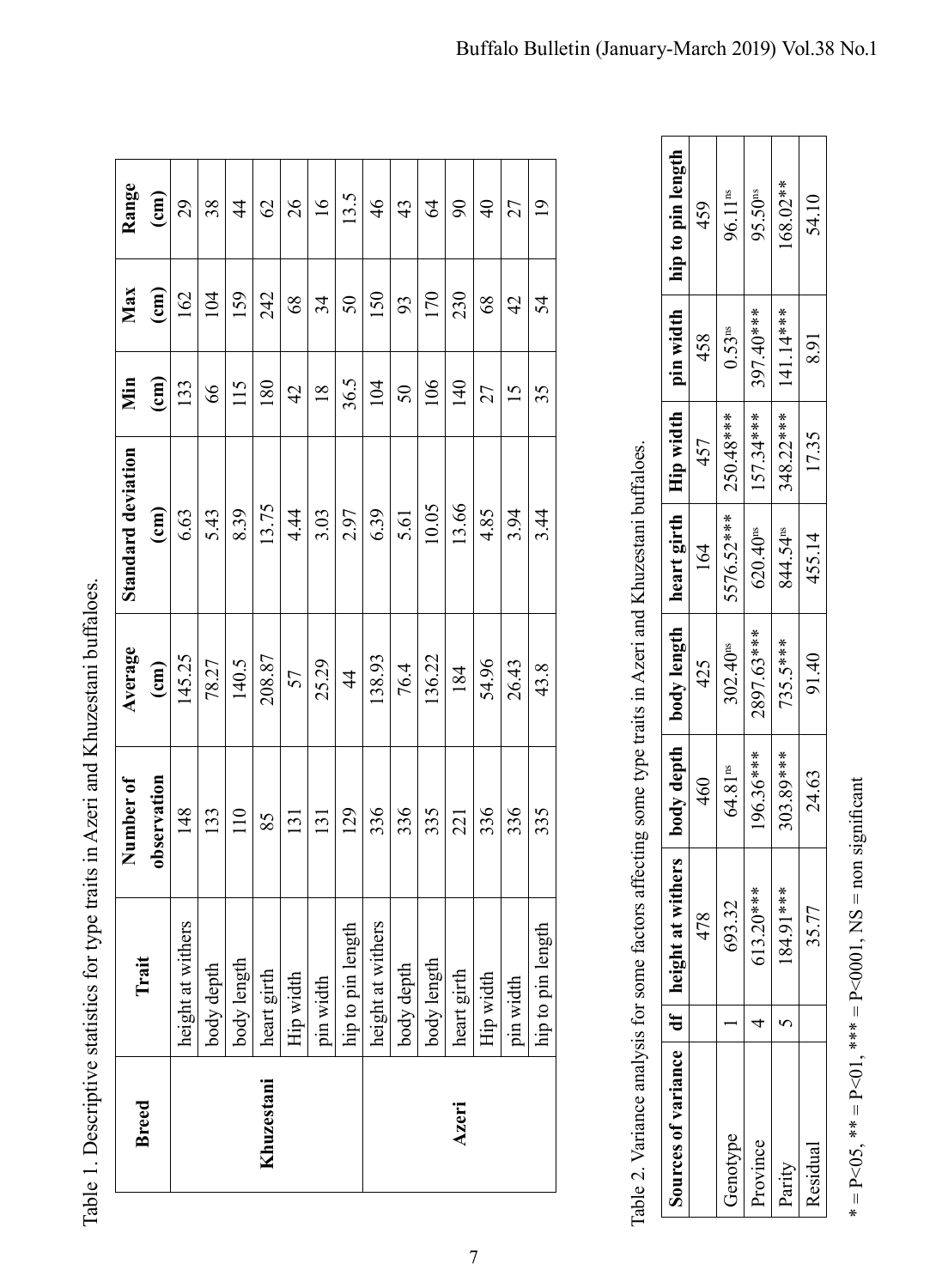Table 1. Descriptive statistics for type traits in Azeri and Khuzestani buffaloes.

| Breed | Trait | Number of observation | Average (cm) | Standard deviation (cm) | Min (cm) | Max (cm) | Range (cm) |
|---|---|---|---|---|---|---|---|
| Khuzestani | height at withers | 148 | 145.25 | 6.63 | 133 | 162 | 29 |
| | body depth | 133 | 78.27 | 5.43 | 66 | 104 | 38 |
| | body length | 110 | 140.5 | 8.39 | 115 | 159 | 44 |
| | heart girth | 85 | 208.87 | 13.75 | 180 | 242 | 62 |
| | Hip width | 131 | 57 | 4.44 | 42 | 68 | 26 |
| | pin width | 131 | 25.29 | 3.03 | 18 | 34 | 16 |
| | hip to pin length | 129 | 44 | 2.97 | 36.5 | 50 | 13.5 |
| Azeri | height at withers | 336 | 138.93 | 6.39 | 104 | 150 | 46 |
| | body depth | 336 | 76.4 | 5.61 | 50 | 93 | 43 |
| | body length | 335 | 136.22 | 10.05 | 106 | 170 | 64 |
| | heart girth | 221 | 184 | 13.66 | 140 | 230 | 90 |
| | Hip width | 336 | 54.96 | 4.85 | 27 | 68 | 40 |
| | pin width | 336 | 26.43 | 3.94 | 15 | 42 | 27 |
| | hip to pin length | 335 | 43.8 | 3.44 | 35 | 54 | 19 |

Table 2. Variance analysis for some factors affecting some type traits in Azeri and Khuzestani buffaloes.

| Sources of variance | df | height at withers | body depth | body length | heart girth | Hip width | pin width | hip to pin length |
|---|---|---|---|---|---|---|---|---|
| | | 478 | 460 | 425 | 164 | 457 | 458 | 459 |
| Genotype | 1 | 693.32 | 64.81[ns] | 302.40[ns] | 5576.52*** | 250.48*** | 0.53[ns] | 96.11[ns] |
| Province | 4 | 613.20*** | 196.36*** | 2897.63*** | 620.40[ns] | 157.34*** | 397.40*** | 95.50[ns] |
| Parity | 5 | 184.91*** | 303.89*** | 735.5*** | 844.54[ns] | 348.22*** | 141.14*** | 168.02** |
| Residual | | 35.77 | 24.63 | 91.40 | 455.14 | 17.35 | 8.91 | 54.10 |

* = P<05, ** = P<01, *** = P<0001, NS = non significant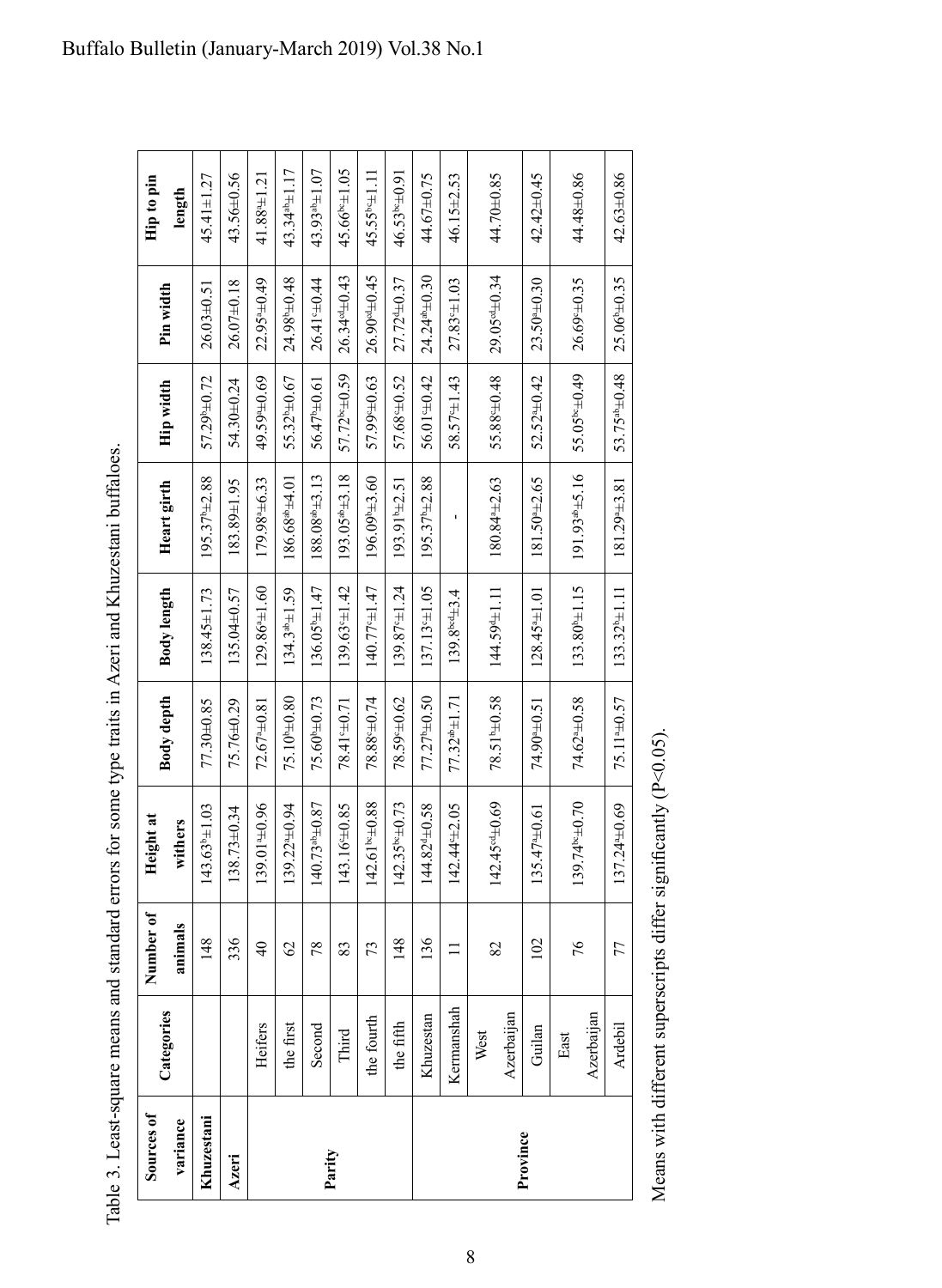Table 3. Least-square means and standard errors for some type traits in Azeri and Khuzestani buffaloes.

| Sources of variance | Categories | Number of animals | Height at withers | Body depth | Body length | Heart girth | Hip width | Pin width | Hip to pin length |
|---|---|---|---|---|---|---|---|---|---|
| **Khuzestani** | | 148 | 143.63$^{b}$±1.03 | 77.30±0.85 | 138.45±1.73 | 195.37$^{b}$±2.88 | 57.29$^{b}$±0.72 | 26.03±0.51 | 45.41±1.27 |
| **Azeri** | | 336 | 138.73±0.34 | 75.76±0.29 | 135.04±0.57 | 183.89±1.95 | 54.30±0.24 | 26.07±0.18 | 43.56±0.56 |
| **Parity** | Heifers | 40 | 139.01±0.96 | 72.67$^{a}$±0.81 | 129.86$^{a}$±1.60 | 179.98$^{a}$±6.33 | 49.59$^{a}$±0.69 | 22.95$^{a}$±0.49 | 41.88$^{a}$±1.21 |
| | the first | 62 | 139.22±0.94 | 75.10$^{b}$±0.80 | 134.3$^{ab}$±1.59 | 186.68$^{ab}$±4.01 | 55.32$^{b}$±0.67 | 24.98$^{b}$±0.48 | 43.34$^{ab}$±1.17 |
| | Second | 78 | 140.73$^{ab}$±0.87 | 75.60$^{b}$±0.73 | 136.05$^{b}$±1.47 | 188.08$^{ab}$±3.13 | 56.47$^{b}$±0.61 | 26.41$^{c}$±0.44 | 43.93$^{ab}$±1.07 |
| | Third | 83 | 143.16±0.85 | 78.41$^{c}$±0.71 | 139.63±1.42 | 193.05$^{ab}$±3.18 | 57.72$^{bc}$±0.59 | 26.34$^{cd}$±0.43 | 45.66$^{bc}$±1.05 |
| | the fourth | 73 | 142.61$^{bc}$±0.88 | 78.88$^{c}$±0.74 | 140.77$^{c}$±1.47 | 196.09$^{b}$±3.60 | 57.99$^{c}$±0.63 | 26.90$^{cd}$±0.45 | 45.55$^{bc}$±1.11 |
| | the fifth | 148 | 142.35$^{bc}$±0.73 | 78.59$^{c}$±0.62 | 139.87$^{c}$±1.24 | 193.91$^{b}$±2.51 | 57.68$^{c}$±0.52 | 27.72$^{d}$±0.37 | 46.53$^{bc}$±0.91 |
| **Province** | Khuzestan | 136 | 144.82$^{d}$±0.58 | 77.27$^{b}$±0.50 | 137.13$^{c}$±1.05 | 195.37$^{b}$±2.88 | 56.01$^{c}$±0.42 | 24.24$^{ab}$±0.30 | 44.67±0.75 |
| | Kermanshah | 11 | 142.44±2.05 | 77.32$^{ab}$±1.71 | 139.8$^{bcd}$±3.4 | - | 58.57$^{c}$±1.43 | 27.83$^{c}$±1.03 | 46.15±2.53 |
| | West Azerbaijan | 82 | 142.45$^{cd}$±0.69 | 78.51$^{b}$±0.58 | 144.59$^{d}$±1.11 | 180.84$^{a}$±2.63 | 55.88$^{c}$±0.48 | 29.05$^{cd}$±0.34 | 44.70±0.85 |
| | Gulan | 102 | 135.47$^{a}$±0.61 | 74.90±0.51 | 128.45$^{a}$±1.01 | 181.50$^{a}$±2.65 | 52.52$^{a}$±0.42 | 23.50$^{a}$±0.30 | 42.42±0.45 |
| | East Azerbaijan | 76 | 139.74$^{bc}$±0.70 | 74.62$^{a}$±0.58 | 133.80$^{b}$±1.15 | 191.93$^{ab}$±5.16 | 55.05$^{bc}$±0.49 | 26.69$^{c}$±0.35 | 44.48±0.86 |
| | Ardebil | 77 | 137.24±0.69 | 75.11$^{a}$±0.57 | 133.32$^{b}$±1.11 | 181.29$^{a}$±3.81 | 53.75$^{ab}$±0.48 | 25.06$^{b}$±0.35 | 42.63±0.86 |

Means with different superscripts differ significantly ($P<0.05$).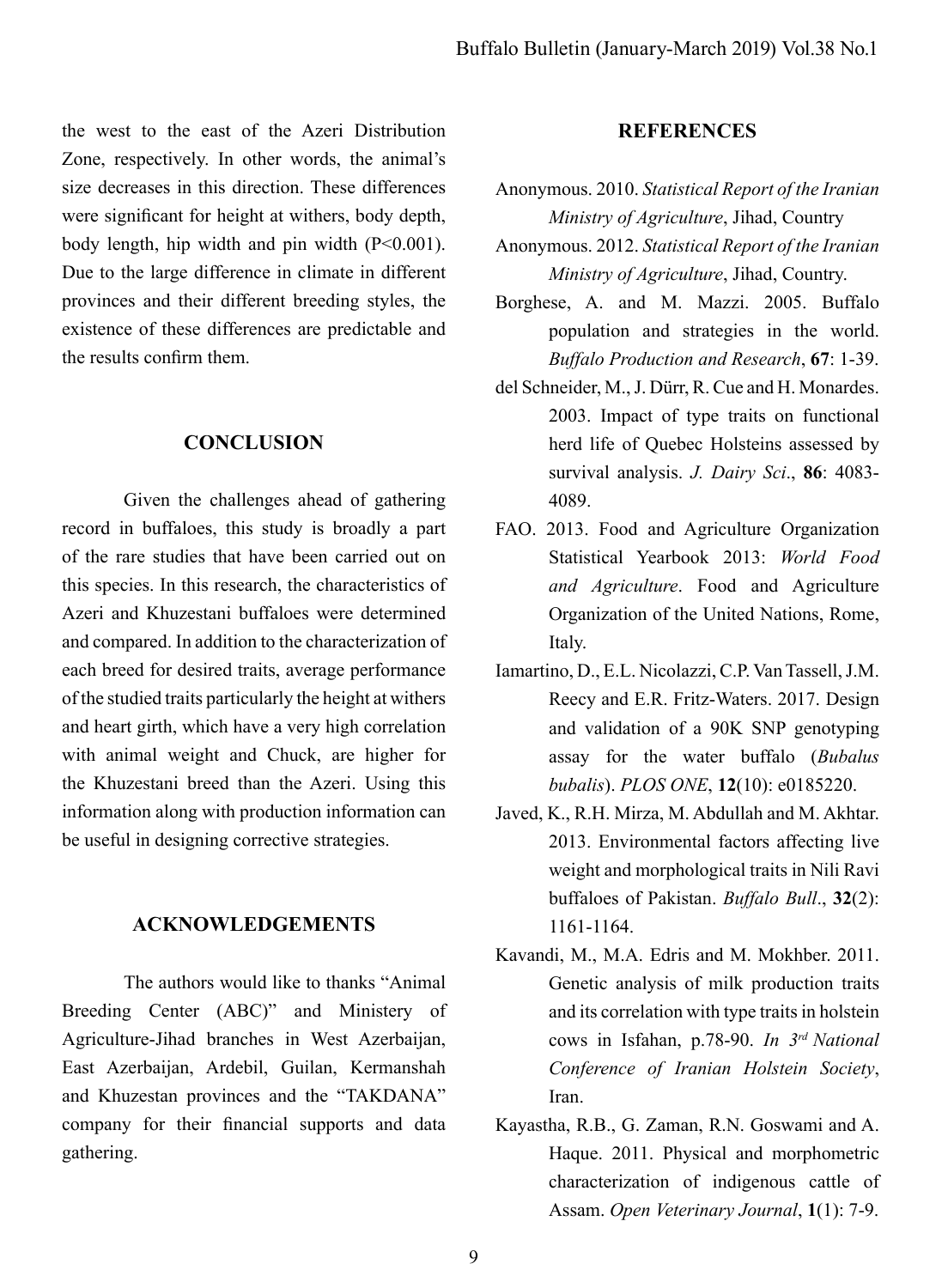the west to the east of the Azeri Distribution Zone, respectively. In other words, the animal's size decreases in this direction. These differences were significant for height at withers, body depth, body length, hip width and pin width ($P<0.001$). Due to the large difference in climate in different provinces and their different breeding styles, the existence of these differences are predictable and the results confirm them.

## CONCLUSION

Given the challenges ahead of gathering record in buffaloes, this study is broadly a part of the rare studies that have been carried out on this species. In this research, the characteristics of Azeri and Khuzestani buffaloes were determined and compared. In addition to the characterization of each breed for desired traits, average performance of the studied traits particularly the height at withers and heart girth, which have a very high correlation with animal weight and Chuck, are higher for the Khuzestani breed than the Azeri. Using this information along with production information can be useful in designing corrective strategies.

## ACKNOWLEDGEMENTS

The authors would like to thanks "Animal Breeding Center (ABC)" and Ministery of Agriculture-Jihad branches in West Azerbaijan, East Azerbaijan, Ardebil, Guilan, Kermanshah and Khuzestan provinces and the "TAKDANA" company for their financial supports and data gathering.

## REFERENCES

Anonymous. 2010. *Statistical Report of the Iranian Ministry of Agriculture*, Jihad, Country

Anonymous. 2012. *Statistical Report of the Iranian Ministry of Agriculture*, Jihad, Country.

Borghese, A. and M. Mazzi. 2005. Buffalo population and strategies in the world. *Buffalo Production and Research*, **67**: 1-39.

del Schneider, M., J. Dürr, R. Cue and H. Monardes. 2003. Impact of type traits on functional herd life of Quebec Holsteins assessed by survival analysis. *J. Dairy Sci*., **86**: 4083-4089.

FAO. 2013. Food and Agriculture Organization Statistical Yearbook 2013: *World Food and Agriculture*. Food and Agriculture Organization of the United Nations, Rome, Italy.

Iamartino, D., E.L. Nicolazzi, C.P. Van Tassell, J.M. Reecy and E.R. Fritz-Waters. 2017. Design and validation of a 90K SNP genotyping assay for the water buffalo (*Bubalus bubalis*). *PLOS ONE*, **12**(10): e0185220.

Javed, K., R.H. Mirza, M. Abdullah and M. Akhtar. 2013. Environmental factors affecting live weight and morphological traits in Nili Ravi buffaloes of Pakistan. *Buffalo Bull*., **32**(2): 1161-1164.

Kavandi, M., M.A. Edris and M. Mokhber. 2011. Genetic analysis of milk production traits and its correlation with type traits in holstein cows in Isfahan, p.78-90. *In 3rd National Conference of Iranian Holstein Society*, Iran.

Kayastha, R.B., G. Zaman, R.N. Goswami and A. Haque. 2011. Physical and morphometric characterization of indigenous cattle of Assam. *Open Veterinary Journal*, **1**(1): 7-9.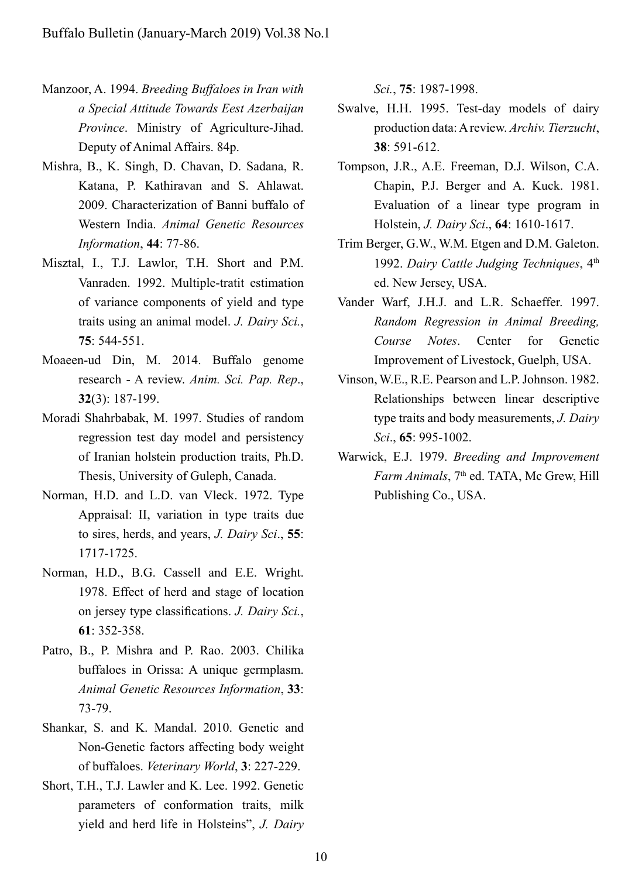Manzoor, A. 1994. *Breeding Buffaloes in Iran with a Special Attitude Towards Eest Azerbaijan Province*. Ministry of Agriculture-Jihad. Deputy of Animal Affairs. 84p.

Mishra, B., K. Singh, D. Chavan, D. Sadana, R. Katana, P. Kathiravan and S. Ahlawat. 2009. Characterization of Banni buffalo of Western India. *Animal Genetic Resources Information*, **44**: 77-86.

Misztal, I., T.J. Lawlor, T.H. Short and P.M. Vanraden. 1992. Multiple-tratit estimation of variance components of yield and type traits using an animal model. *J. Dairy Sci.*, **75**: 544-551.

Moaeen-ud Din, M. 2014. Buffalo genome research - A review. *Anim. Sci. Pap. Rep*., **32**(3): 187-199.

Moradi Shahrbabak, M. 1997. Studies of random regression test day model and persistency of Iranian holstein production traits, Ph.D. Thesis, University of Guleph, Canada.

Norman, H.D. and L.D. van Vleck. 1972. Type Appraisal: II, variation in type traits due to sires, herds, and years, *J. Dairy Sci*., **55**: 1717-1725.

Norman, H.D., B.G. Cassell and E.E. Wright. 1978. Effect of herd and stage of location on jersey type classifications. *J. Dairy Sci.*, **61**: 352-358.

Patro, B., P. Mishra and P. Rao. 2003. Chilika buffaloes in Orissa: A unique germplasm. *Animal Genetic Resources Information*, **33**: 73-79.

Shankar, S. and K. Mandal. 2010. Genetic and Non-Genetic factors affecting body weight of buffaloes. *Veterinary World*, **3**: 227-229.

Short, T.H., T.J. Lawler and K. Lee. 1992. Genetic parameters of conformation traits, milk yield and herd life in Holsteins", *J. Dairy Sci.*, **75**: 1987-1998.

Swalve, H.H. 1995. Test-day models of dairy production data: A review. *Archiv. Tierzucht*, **38**: 591-612.

Tompson, J.R., A.E. Freeman, D.J. Wilson, C.A. Chapin, P.J. Berger and A. Kuck. 1981. Evaluation of a linear type program in Holstein, *J. Dairy Sci*., **64**: 1610-1617.

Trim Berger, G.W., W.M. Etgen and D.M. Galeton. 1992. *Dairy Cattle Judging Techniques*, 4th ed. New Jersey, USA.

Vander Warf, J.H.J. and L.R. Schaeffer. 1997. *Random Regression in Animal Breeding, Course Notes*. Center for Genetic Improvement of Livestock, Guelph, USA.

Vinson, W.E., R.E. Pearson and L.P. Johnson. 1982. Relationships between linear descriptive type traits and body measurements, *J. Dairy Sci*., **65**: 995-1002.

Warwick, E.J. 1979. *Breeding and Improvement Farm Animals*, 7th ed. TATA, Mc Grew, Hill Publishing Co., USA.